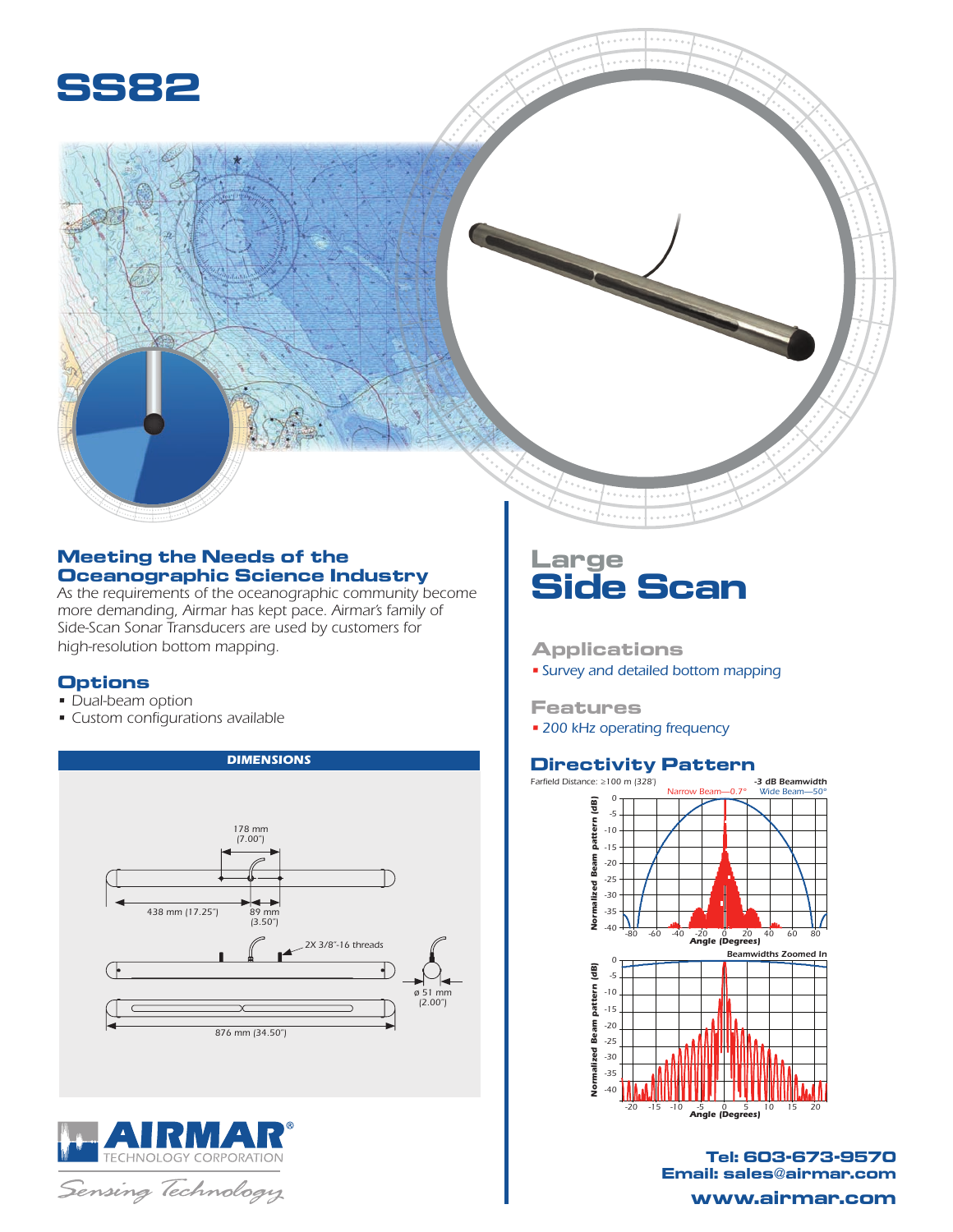# SS82

## Meeting the Needs of the Oceanographic Science Industry

*As the requirements of the oceanographic community become more demanding, Airmar has kept pace. Airmar's family of Side-Scan Sonar Transducers are used by customers for high-resolution bottom mapping.*

## Options

- Dual-beam option
- Custom configurations available

### DIMENSIONS

178 mm (7.00")

438 mm (17.25")

89 mm (3.50")

2X 3/8"-16 threads

ø 51 mm (2.00")

876 mm (34.50")

# Large Side Scan

## Applications

- Survey and detailed bottom mapping

## Features

- 200 kHz operating frequency

## Directivity Pattern

Farfield Distance: ≥100 m (328')

-3 dB Beamwidth
Narrow Beam—0.7°
Wide Beam—50°

Beamwidths Zoomed In

Tel: 603-673-9570
Email: sales@airmar.com

www.airmar.com

AIRMAR® TECHNOLOGY CORPORATION

*Sensing Technology*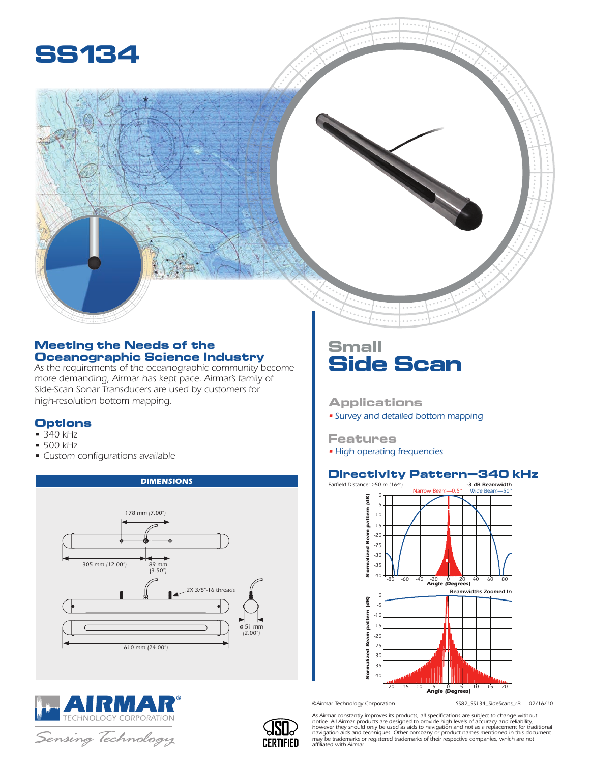# SS134

## Meeting the Needs of the Oceanographic Science Industry

As the requirements of the oceanographic community become more demanding, Airmar has kept pace. Airmar's family of Side-Scan Sonar Transducers are used by customers for high-resolution bottom mapping.

## Options

- 340 kHz
- 500 kHz
- Custom configurations available

### DIMENSIONS

178 mm (7.00")

305 mm (12.00")

89 mm (3.50")

2X 3/8"-16 threads

ø 51 mm (2.00")

610 mm (24.00")

# Small Side Scan

## Applications

- Survey and detailed bottom mapping

## Features

- High operating frequencies

## Directivity Pattern—340 kHz

Farfield Distance: ≥50 m (164')

-3 dB Beamwidth

Narrow Beam—0.5°

Wide Beam—50°

Normalized Beam pattern (dB)

0, -5, -10, -15, -20, -25, -30, -35, -40

-80, -60, -40, -20, 0, 20, 40, 60, 80

Angle (Degrees)

Beamwidths Zoomed In

Normalized Beam pattern (dB)

0, -5, -10, -15, -20, -25, -30, -35, -40

-20, -15, -10, -5, 0, 5, 10, 15, 20

Angle (Degrees)

AIRMAR® TECHNOLOGY CORPORATION

Sensing Technology

ISO CERTIFIED

©Airmar Technology Corporation SS82_SS134_SideScans_rB 02/16/10

As Airmar constantly improves its products, all specifications are subject to change without notice. All Airmar products are designed to provide high levels of accuracy and reliability, however they should only be used as aids to navigation and not as a replacement for traditional navigation aids and techniques. Other company or product names mentioned in this document may be trademarks or registered trademarks of their respective companies, which are not affiliated with Airmar.